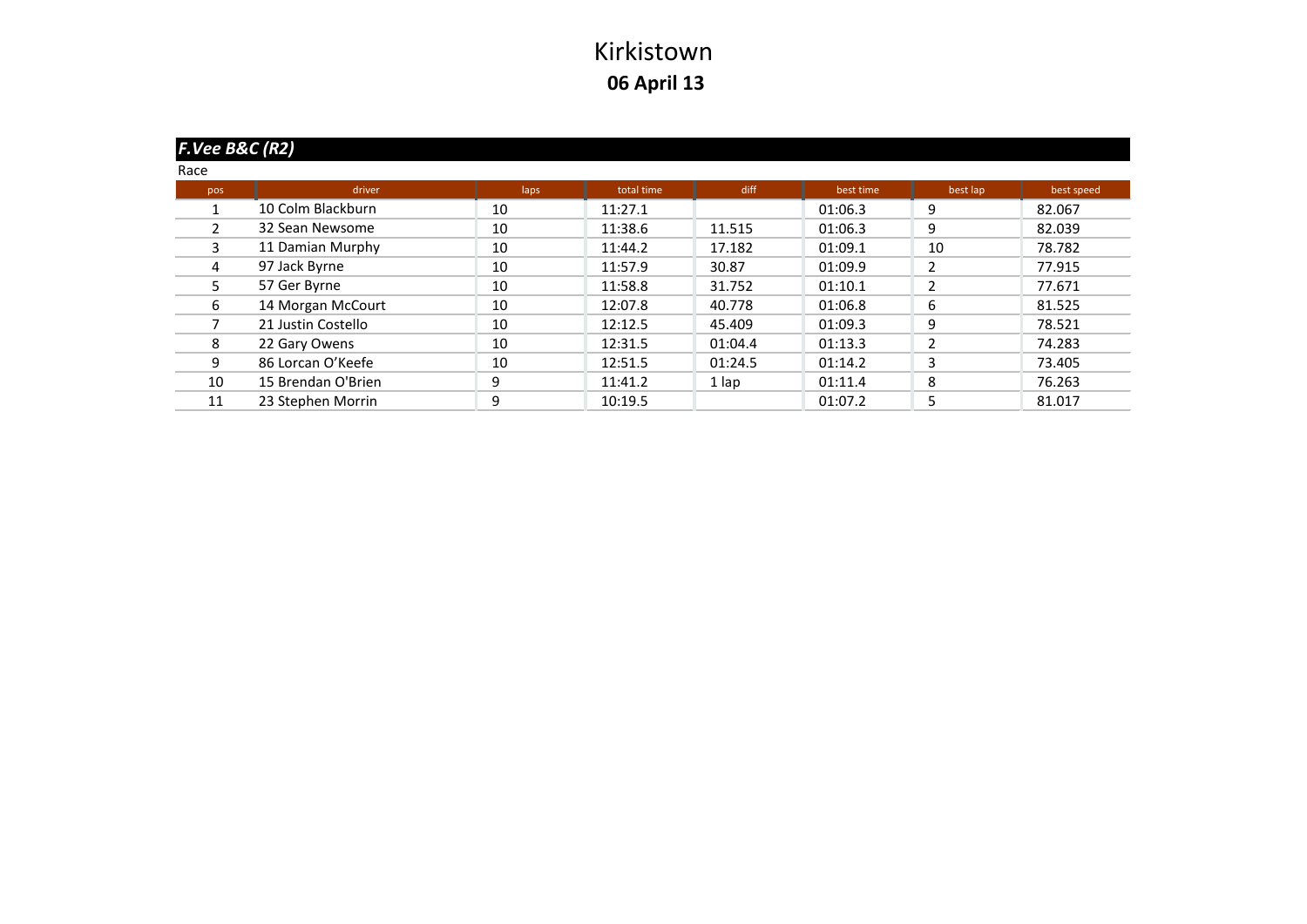# Kirkistown

**06 April 13**

## *F.Vee B&C (R2)*

Race

| pos | driver | laps | total time | diff | best time | best lap | best speed |
|---|---|---|---|---|---|---|---|
| 1 | 10 Colm Blackburn | 10 | 11:27.1 | | 01:06.3 | 9 | 82.067 |
| 2 | 32 Sean Newsome | 10 | 11:38.6 | 11.515 | 01:06.3 | 9 | 82.039 |
| 3 | 11 Damian Murphy | 10 | 11:44.2 | 17.182 | 01:09.1 | 10 | 78.782 |
| 4 | 97 Jack Byrne | 10 | 11:57.9 | 30.87 | 01:09.9 | 2 | 77.915 |
| 5 | 57 Ger Byrne | 10 | 11:58.8 | 31.752 | 01:10.1 | 2 | 77.671 |
| 6 | 14 Morgan McCourt | 10 | 12:07.8 | 40.778 | 01:06.8 | 6 | 81.525 |
| 7 | 21 Justin Costello | 10 | 12:12.5 | 45.409 | 01:09.3 | 9 | 78.521 |
| 8 | 22 Gary Owens | 10 | 12:31.5 | 01:04.4 | 01:13.3 | 2 | 74.283 |
| 9 | 86 Lorcan O'Keefe | 10 | 12:51.5 | 01:24.5 | 01:14.2 | 3 | 73.405 |
| 10 | 15 Brendan O'Brien | 9 | 11:41.2 | 1 lap | 01:11.4 | 8 | 76.263 |
| 11 | 23 Stephen Morrin | 9 | 10:19.5 | | 01:07.2 | 5 | 81.017 |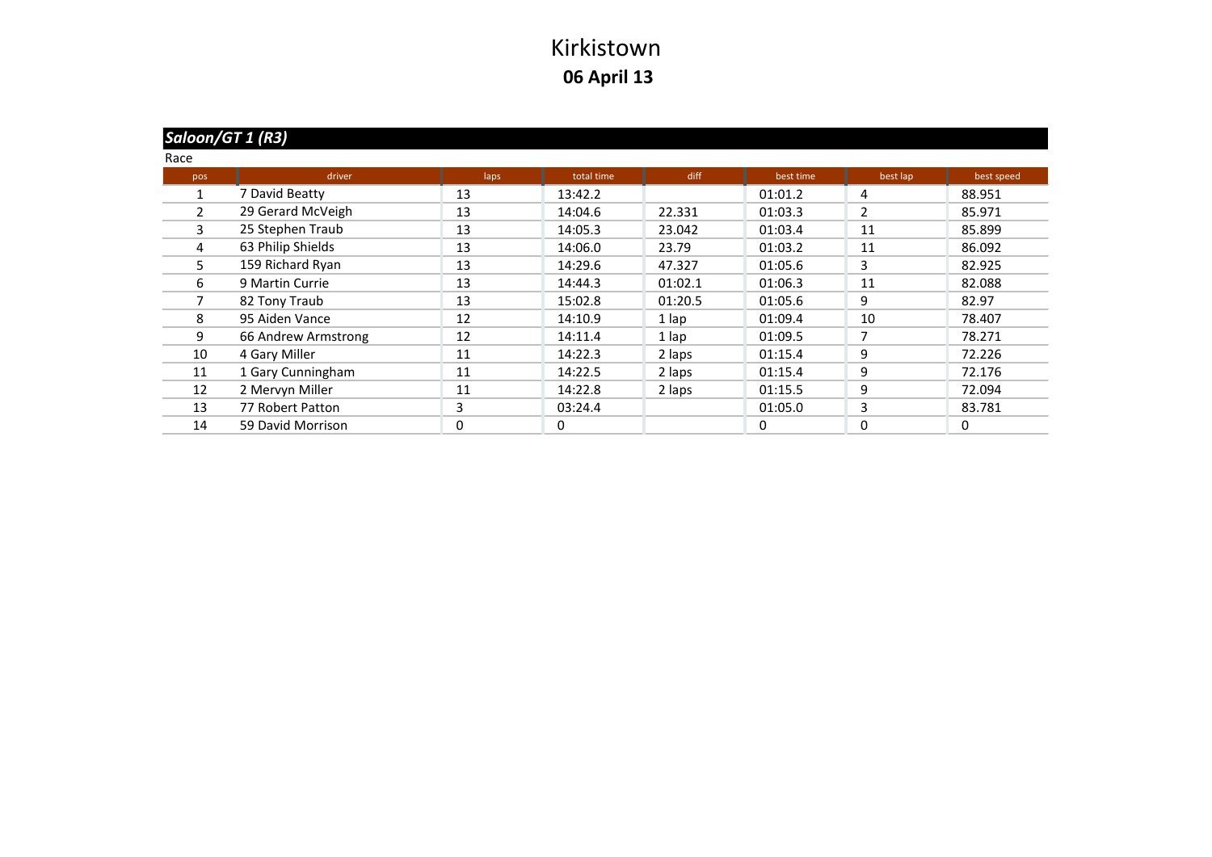# Kirkistown

## 06 April 13

### *Saloon/GT 1 (R3)*

Race

| pos | driver | laps | total time | diff | best time | best lap | best speed |
|---|---|---|---|---|---|---|---|
| 1 | 7 David Beatty | 13 | 13:42.2 | | 01:01.2 | 4 | 88.951 |
| 2 | 29 Gerard McVeigh | 13 | 14:04.6 | 22.331 | 01:03.3 | 2 | 85.971 |
| 3 | 25 Stephen Traub | 13 | 14:05.3 | 23.042 | 01:03.4 | 11 | 85.899 |
| 4 | 63 Philip Shields | 13 | 14:06.0 | 23.79 | 01:03.2 | 11 | 86.092 |
| 5 | 159 Richard Ryan | 13 | 14:29.6 | 47.327 | 01:05.6 | 3 | 82.925 |
| 6 | 9 Martin Currie | 13 | 14:44.3 | 01:02.1 | 01:06.3 | 11 | 82.088 |
| 7 | 82 Tony Traub | 13 | 15:02.8 | 01:20.5 | 01:05.6 | 9 | 82.97 |
| 8 | 95 Aiden Vance | 12 | 14:10.9 | 1 lap | 01:09.4 | 10 | 78.407 |
| 9 | 66 Andrew Armstrong | 12 | 14:11.4 | 1 lap | 01:09.5 | 7 | 78.271 |
| 10 | 4 Gary Miller | 11 | 14:22.3 | 2 laps | 01:15.4 | 9 | 72.226 |
| 11 | 1 Gary Cunningham | 11 | 14:22.5 | 2 laps | 01:15.4 | 9 | 72.176 |
| 12 | 2 Mervyn Miller | 11 | 14:22.8 | 2 laps | 01:15.5 | 9 | 72.094 |
| 13 | 77 Robert Patton | 3 | 03:24.4 | | 01:05.0 | 3 | 83.781 |
| 14 | 59 David Morrison | 0 | 0 | | 0 | 0 | 0 |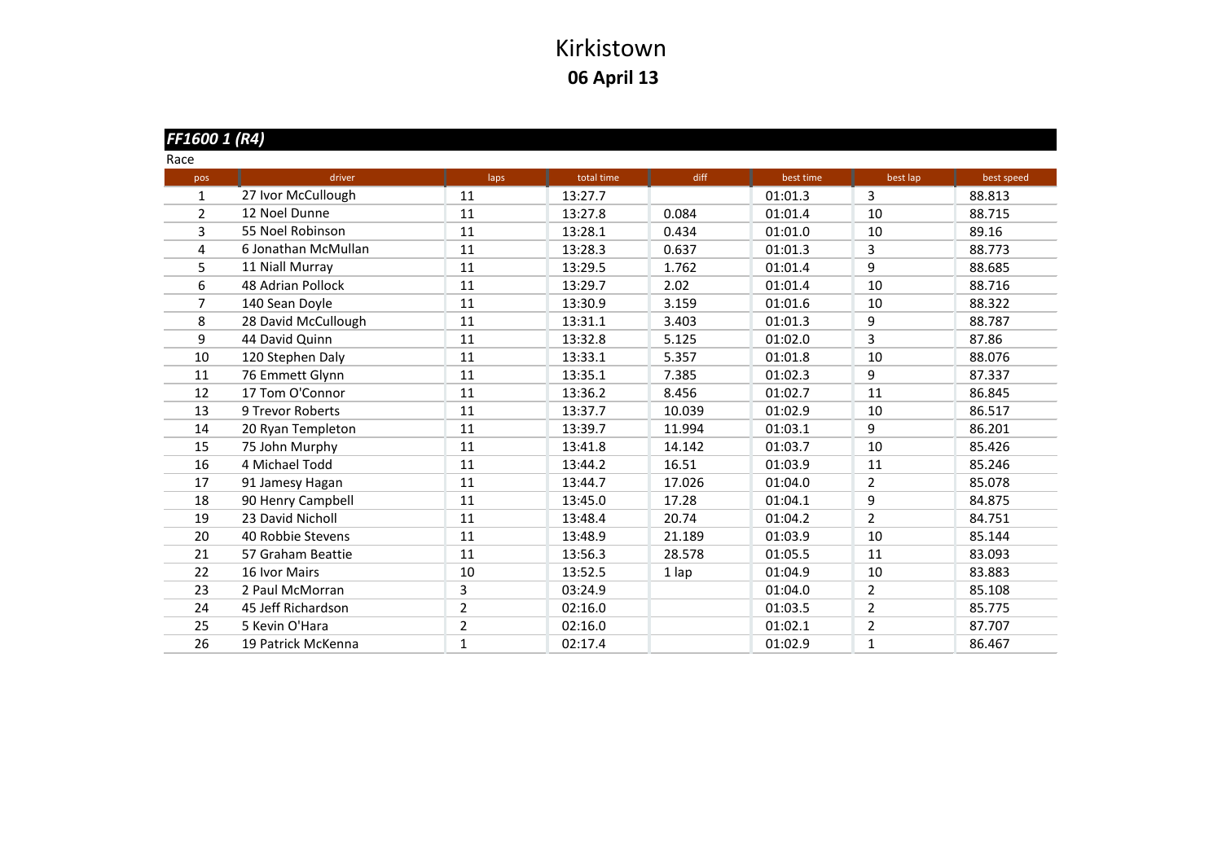# Kirkistown

## 06 April 13

### *FF1600 1 (R4)*

Race

| pos | driver | laps | total time | diff | best time | best lap | best speed |
|---|---|---|---|---|---|---|---|
| 1 | 27 Ivor McCullough | 11 | 13:27.7 | | 01:01.3 | 3 | 88.813 |
| 2 | 12 Noel Dunne | 11 | 13:27.8 | 0.084 | 01:01.4 | 10 | 88.715 |
| 3 | 55 Noel Robinson | 11 | 13:28.1 | 0.434 | 01:01.0 | 10 | 89.16 |
| 4 | 6 Jonathan McMullan | 11 | 13:28.3 | 0.637 | 01:01.3 | 3 | 88.773 |
| 5 | 11 Niall Murray | 11 | 13:29.5 | 1.762 | 01:01.4 | 9 | 88.685 |
| 6 | 48 Adrian Pollock | 11 | 13:29.7 | 2.02 | 01:01.4 | 10 | 88.716 |
| 7 | 140 Sean Doyle | 11 | 13:30.9 | 3.159 | 01:01.6 | 10 | 88.322 |
| 8 | 28 David McCullough | 11 | 13:31.1 | 3.403 | 01:01.3 | 9 | 88.787 |
| 9 | 44 David Quinn | 11 | 13:32.8 | 5.125 | 01:02.0 | 3 | 87.86 |
| 10 | 120 Stephen Daly | 11 | 13:33.1 | 5.357 | 01:01.8 | 10 | 88.076 |
| 11 | 76 Emmett Glynn | 11 | 13:35.1 | 7.385 | 01:02.3 | 9 | 87.337 |
| 12 | 17 Tom O'Connor | 11 | 13:36.2 | 8.456 | 01:02.7 | 11 | 86.845 |
| 13 | 9 Trevor Roberts | 11 | 13:37.7 | 10.039 | 01:02.9 | 10 | 86.517 |
| 14 | 20 Ryan Templeton | 11 | 13:39.7 | 11.994 | 01:03.1 | 9 | 86.201 |
| 15 | 75 John Murphy | 11 | 13:41.8 | 14.142 | 01:03.7 | 10 | 85.426 |
| 16 | 4 Michael Todd | 11 | 13:44.2 | 16.51 | 01:03.9 | 11 | 85.246 |
| 17 | 91 Jamesy Hagan | 11 | 13:44.7 | 17.026 | 01:04.0 | 2 | 85.078 |
| 18 | 90 Henry Campbell | 11 | 13:45.0 | 17.28 | 01:04.1 | 9 | 84.875 |
| 19 | 23 David Nicholl | 11 | 13:48.4 | 20.74 | 01:04.2 | 2 | 84.751 |
| 20 | 40 Robbie Stevens | 11 | 13:48.9 | 21.189 | 01:03.9 | 10 | 85.144 |
| 21 | 57 Graham Beattie | 11 | 13:56.3 | 28.578 | 01:05.5 | 11 | 83.093 |
| 22 | 16 Ivor Mairs | 10 | 13:52.5 | 1 lap | 01:04.9 | 10 | 83.883 |
| 23 | 2 Paul McMorran | 3 | 03:24.9 | | 01:04.0 | 2 | 85.108 |
| 24 | 45 Jeff Richardson | 2 | 02:16.0 | | 01:03.5 | 2 | 85.775 |
| 25 | 5 Kevin O'Hara | 2 | 02:16.0 | | 01:02.1 | 2 | 87.707 |
| 26 | 19 Patrick McKenna | 1 | 02:17.4 | | 01:02.9 | 1 | 86.467 |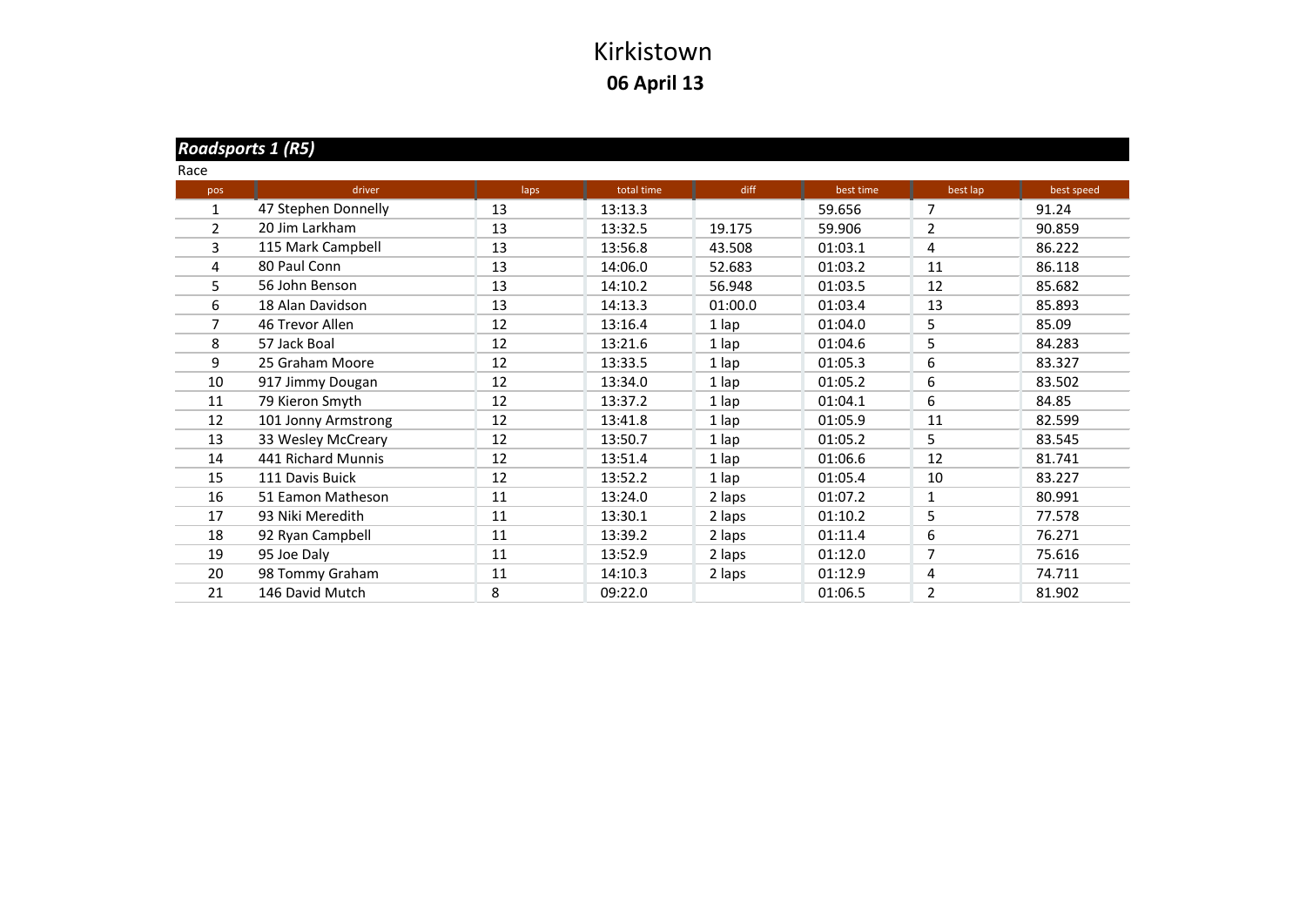# Kirkistown

**06 April 13**

***Roadsports 1 (R5)***

Race

| pos | driver | laps | total time | diff | best time | best lap | best speed |
|---|---|---|---|---|---|---|---|
| 1 | 47 Stephen Donnelly | 13 | 13:13.3 | | 59.656 | 7 | 91.24 |
| 2 | 20 Jim Larkham | 13 | 13:32.5 | 19.175 | 59.906 | 2 | 90.859 |
| 3 | 115 Mark Campbell | 13 | 13:56.8 | 43.508 | 01:03.1 | 4 | 86.222 |
| 4 | 80 Paul Conn | 13 | 14:06.0 | 52.683 | 01:03.2 | 11 | 86.118 |
| 5 | 56 John Benson | 13 | 14:10.2 | 56.948 | 01:03.5 | 12 | 85.682 |
| 6 | 18 Alan Davidson | 13 | 14:13.3 | 01:00.0 | 01:03.4 | 13 | 85.893 |
| 7 | 46 Trevor Allen | 12 | 13:16.4 | 1 lap | 01:04.0 | 5 | 85.09 |
| 8 | 57 Jack Boal | 12 | 13:21.6 | 1 lap | 01:04.6 | 5 | 84.283 |
| 9 | 25 Graham Moore | 12 | 13:33.5 | 1 lap | 01:05.3 | 6 | 83.327 |
| 10 | 917 Jimmy Dougan | 12 | 13:34.0 | 1 lap | 01:05.2 | 6 | 83.502 |
| 11 | 79 Kieron Smyth | 12 | 13:37.2 | 1 lap | 01:04.1 | 6 | 84.85 |
| 12 | 101 Jonny Armstrong | 12 | 13:41.8 | 1 lap | 01:05.9 | 11 | 82.599 |
| 13 | 33 Wesley McCreary | 12 | 13:50.7 | 1 lap | 01:05.2 | 5 | 83.545 |
| 14 | 441 Richard Munnis | 12 | 13:51.4 | 1 lap | 01:06.6 | 12 | 81.741 |
| 15 | 111 Davis Buick | 12 | 13:52.2 | 1 lap | 01:05.4 | 10 | 83.227 |
| 16 | 51 Eamon Matheson | 11 | 13:24.0 | 2 laps | 01:07.2 | 1 | 80.991 |
| 17 | 93 Niki Meredith | 11 | 13:30.1 | 2 laps | 01:10.2 | 5 | 77.578 |
| 18 | 92 Ryan Campbell | 11 | 13:39.2 | 2 laps | 01:11.4 | 6 | 76.271 |
| 19 | 95 Joe Daly | 11 | 13:52.9 | 2 laps | 01:12.0 | 7 | 75.616 |
| 20 | 98 Tommy Graham | 11 | 14:10.3 | 2 laps | 01:12.9 | 4 | 74.711 |
| 21 | 146 David Mutch | 8 | 09:22.0 | | 01:06.5 | 2 | 81.902 |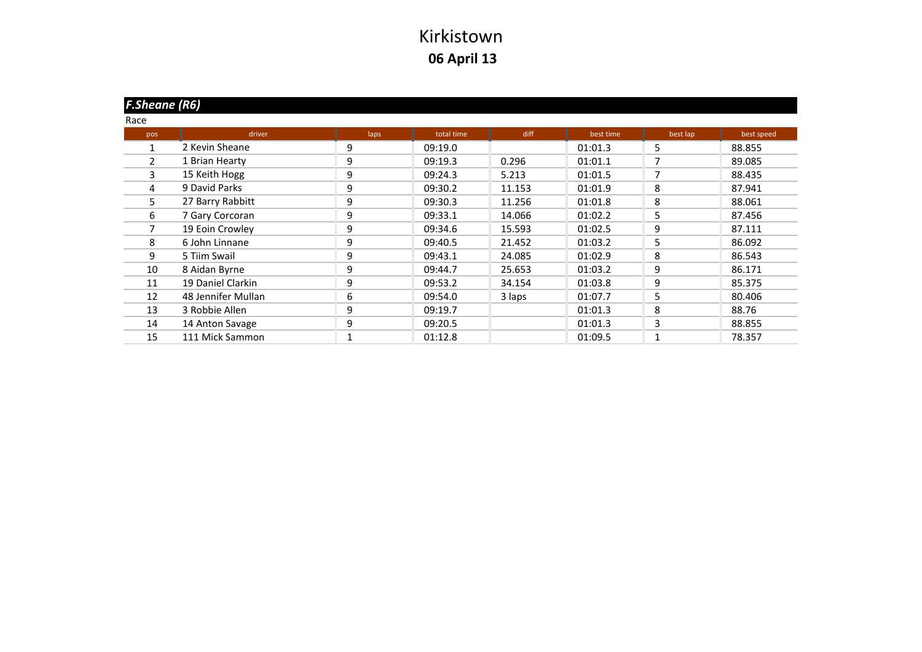# Kirkistown

**06 April 13**

***F.Sheane (R6)***

Race

| pos | driver | laps | total time | diff | best time | best lap | best speed |
|---|---|---|---|---|---|---|---|
| 1 | 2 Kevin Sheane | 9 | 09:19.0 | | 01:01.3 | 5 | 88.855 |
| 2 | 1 Brian Hearty | 9 | 09:19.3 | 0.296 | 01:01.1 | 7 | 89.085 |
| 3 | 15 Keith Hogg | 9 | 09:24.3 | 5.213 | 01:01.5 | 7 | 88.435 |
| 4 | 9 David Parks | 9 | 09:30.2 | 11.153 | 01:01.9 | 8 | 87.941 |
| 5 | 27 Barry Rabbitt | 9 | 09:30.3 | 11.256 | 01:01.8 | 8 | 88.061 |
| 6 | 7 Gary Corcoran | 9 | 09:33.1 | 14.066 | 01:02.2 | 5 | 87.456 |
| 7 | 19 Eoin Crowley | 9 | 09:34.6 | 15.593 | 01:02.5 | 9 | 87.111 |
| 8 | 6 John Linnane | 9 | 09:40.5 | 21.452 | 01:03.2 | 5 | 86.092 |
| 9 | 5 Tiim Swail | 9 | 09:43.1 | 24.085 | 01:02.9 | 8 | 86.543 |
| 10 | 8 Aidan Byrne | 9 | 09:44.7 | 25.653 | 01:03.2 | 9 | 86.171 |
| 11 | 19 Daniel Clarkin | 9 | 09:53.2 | 34.154 | 01:03.8 | 9 | 85.375 |
| 12 | 48 Jennifer Mullan | 6 | 09:54.0 | 3 laps | 01:07.7 | 5 | 80.406 |
| 13 | 3 Robbie Allen | 9 | 09:19.7 | | 01:01.3 | 8 | 88.76 |
| 14 | 14 Anton Savage | 9 | 09:20.5 | | 01:01.3 | 3 | 88.855 |
| 15 | 111 Mick Sammon | 1 | 01:12.8 | | 01:09.5 | 1 | 78.357 |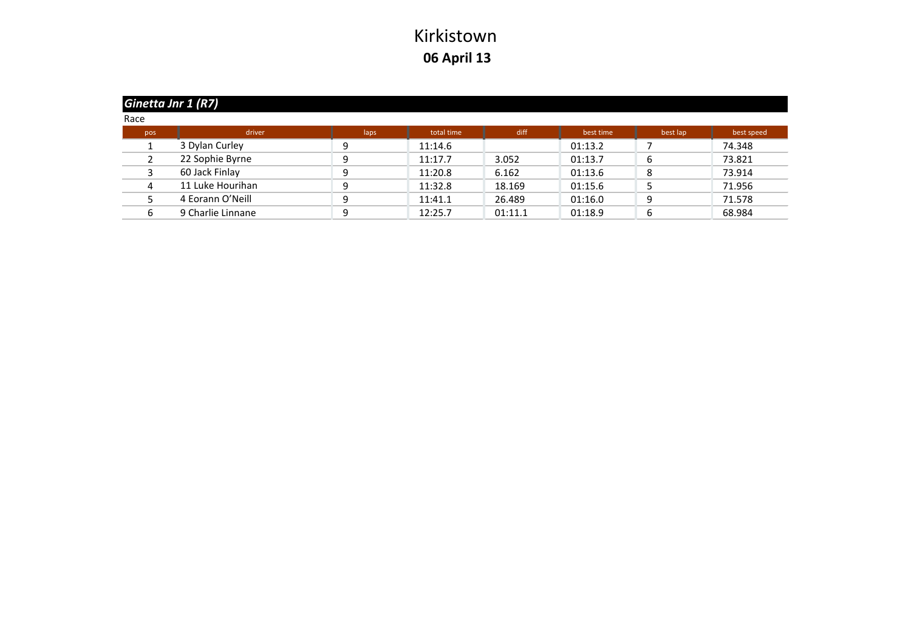# Kirkistown

## 06 April 13

### *Ginetta Jnr 1 (R7)*

Race

| pos | driver | laps | total time | diff | best time | best lap | best speed |
|---|---|---|---|---|---|---|---|
| 1 | 3 Dylan Curley | 9 | 11:14.6 | | 01:13.2 | 7 | 74.348 |
| 2 | 22 Sophie Byrne | 9 | 11:17.7 | 3.052 | 01:13.7 | 6 | 73.821 |
| 3 | 60 Jack Finlay | 9 | 11:20.8 | 6.162 | 01:13.6 | 8 | 73.914 |
| 4 | 11 Luke Hourihan | 9 | 11:32.8 | 18.169 | 01:15.6 | 5 | 71.956 |
| 5 | 4 Eorann O'Neill | 9 | 11:41.1 | 26.489 | 01:16.0 | 9 | 71.578 |
| 6 | 9 Charlie Linnane | 9 | 12:25.7 | 01:11.1 | 01:18.9 | 6 | 68.984 |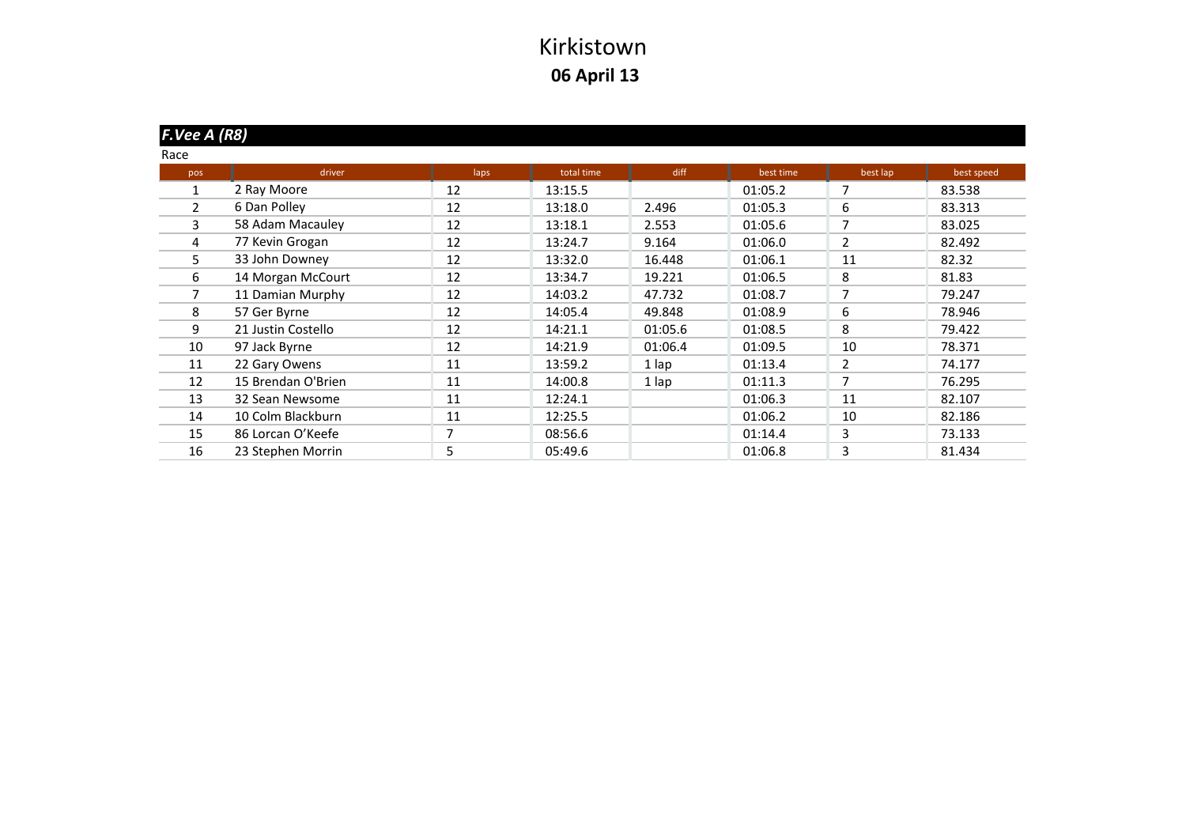# Kirkistown

## 06 April 13

### *F.Vee A (R8)*

Race

| pos | driver | laps | total time | diff | best time | best lap | best speed |
|---|---|---|---|---|---|---|---|
| 1 | 2 Ray Moore | 12 | 13:15.5 | | 01:05.2 | 7 | 83.538 |
| 2 | 6 Dan Polley | 12 | 13:18.0 | 2.496 | 01:05.3 | 6 | 83.313 |
| 3 | 58 Adam Macauley | 12 | 13:18.1 | 2.553 | 01:05.6 | 7 | 83.025 |
| 4 | 77 Kevin Grogan | 12 | 13:24.7 | 9.164 | 01:06.0 | 2 | 82.492 |
| 5 | 33 John Downey | 12 | 13:32.0 | 16.448 | 01:06.1 | 11 | 82.32 |
| 6 | 14 Morgan McCourt | 12 | 13:34.7 | 19.221 | 01:06.5 | 8 | 81.83 |
| 7 | 11 Damian Murphy | 12 | 14:03.2 | 47.732 | 01:08.7 | 7 | 79.247 |
| 8 | 57 Ger Byrne | 12 | 14:05.4 | 49.848 | 01:08.9 | 6 | 78.946 |
| 9 | 21 Justin Costello | 12 | 14:21.1 | 01:05.6 | 01:08.5 | 8 | 79.422 |
| 10 | 97 Jack Byrne | 12 | 14:21.9 | 01:06.4 | 01:09.5 | 10 | 78.371 |
| 11 | 22 Gary Owens | 11 | 13:59.2 | 1 lap | 01:13.4 | 2 | 74.177 |
| 12 | 15 Brendan O'Brien | 11 | 14:00.8 | 1 lap | 01:11.3 | 7 | 76.295 |
| 13 | 32 Sean Newsome | 11 | 12:24.1 | | 01:06.3 | 11 | 82.107 |
| 14 | 10 Colm Blackburn | 11 | 12:25.5 | | 01:06.2 | 10 | 82.186 |
| 15 | 86 Lorcan O'Keefe | 7 | 08:56.6 | | 01:14.4 | 3 | 73.133 |
| 16 | 23 Stephen Morrin | 5 | 05:49.6 | | 01:06.8 | 3 | 81.434 |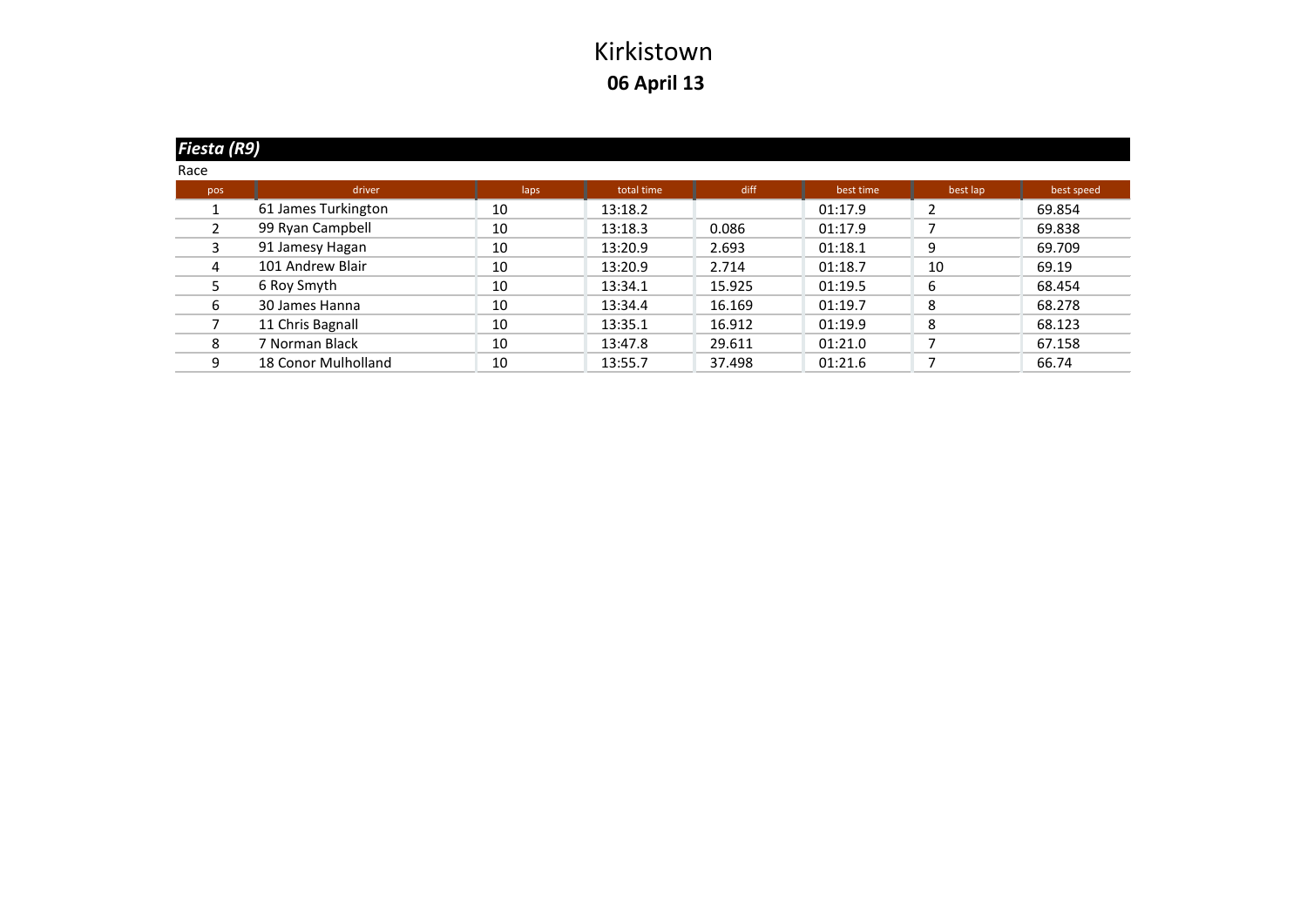# Kirkistown

## 06 April 13

### *Fiesta (R9)*

Race

| pos | driver | laps | total time | diff | best time | best lap | best speed |
|---|---|---|---|---|---|---|---|
| 1 | 61 James Turkington | 10 | 13:18.2 | | 01:17.9 | 2 | 69.854 |
| 2 | 99 Ryan Campbell | 10 | 13:18.3 | 0.086 | 01:17.9 | 7 | 69.838 |
| 3 | 91 Jamesy Hagan | 10 | 13:20.9 | 2.693 | 01:18.1 | 9 | 69.709 |
| 4 | 101 Andrew Blair | 10 | 13:20.9 | 2.714 | 01:18.7 | 10 | 69.19 |
| 5 | 6 Roy Smyth | 10 | 13:34.1 | 15.925 | 01:19.5 | 6 | 68.454 |
| 6 | 30 James Hanna | 10 | 13:34.4 | 16.169 | 01:19.7 | 8 | 68.278 |
| 7 | 11 Chris Bagnall | 10 | 13:35.1 | 16.912 | 01:19.9 | 8 | 68.123 |
| 8 | 7 Norman Black | 10 | 13:47.8 | 29.611 | 01:21.0 | 7 | 67.158 |
| 9 | 18 Conor Mulholland | 10 | 13:55.7 | 37.498 | 01:21.6 | 7 | 66.74 |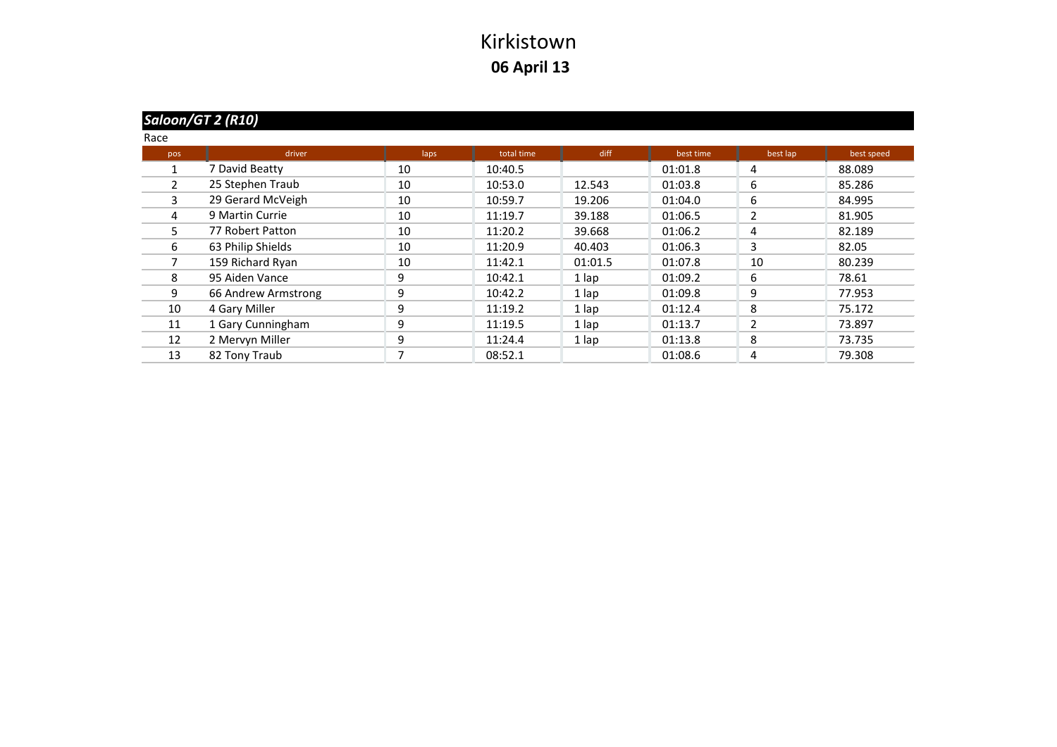# Kirkistown

## 06 April 13

### *Saloon/GT 2 (R10)*

Race

| pos | driver | laps | total time | diff | best time | best lap | best speed |
|---|---|---|---|---|---|---|---|
| 1 | 7 David Beatty | 10 | 10:40.5 | | 01:01.8 | 4 | 88.089 |
| 2 | 25 Stephen Traub | 10 | 10:53.0 | 12.543 | 01:03.8 | 6 | 85.286 |
| 3 | 29 Gerard McVeigh | 10 | 10:59.7 | 19.206 | 01:04.0 | 6 | 84.995 |
| 4 | 9 Martin Currie | 10 | 11:19.7 | 39.188 | 01:06.5 | 2 | 81.905 |
| 5 | 77 Robert Patton | 10 | 11:20.2 | 39.668 | 01:06.2 | 4 | 82.189 |
| 6 | 63 Philip Shields | 10 | 11:20.9 | 40.403 | 01:06.3 | 3 | 82.05 |
| 7 | 159 Richard Ryan | 10 | 11:42.1 | 01:01.5 | 01:07.8 | 10 | 80.239 |
| 8 | 95 Aiden Vance | 9 | 10:42.1 | 1 lap | 01:09.2 | 6 | 78.61 |
| 9 | 66 Andrew Armstrong | 9 | 10:42.2 | 1 lap | 01:09.8 | 9 | 77.953 |
| 10 | 4 Gary Miller | 9 | 11:19.2 | 1 lap | 01:12.4 | 8 | 75.172 |
| 11 | 1 Gary Cunningham | 9 | 11:19.5 | 1 lap | 01:13.7 | 2 | 73.897 |
| 12 | 2 Mervyn Miller | 9 | 11:24.4 | 1 lap | 01:13.8 | 8 | 73.735 |
| 13 | 82 Tony Traub | 7 | 08:52.1 | | 01:08.6 | 4 | 79.308 |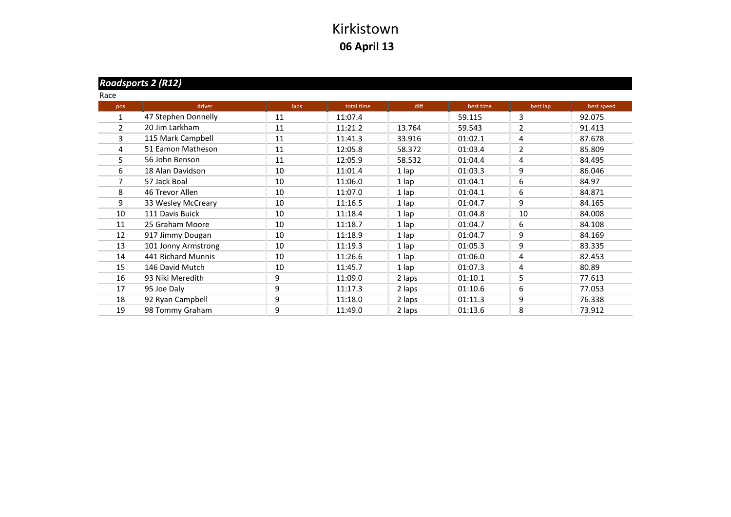# Kirkistown

## 06 April 13

### *Roadsports 2 (R12)*

Race

| pos | driver | laps | total time | diff | best time | best lap | best speed |
|---|---|---|---|---|---|---|---|
| 1 | 47 Stephen Donnelly | 11 | 11:07.4 | | 59.115 | 3 | 92.075 |
| 2 | 20 Jim Larkham | 11 | 11:21.2 | 13.764 | 59.543 | 2 | 91.413 |
| 3 | 115 Mark Campbell | 11 | 11:41.3 | 33.916 | 01:02.1 | 4 | 87.678 |
| 4 | 51 Eamon Matheson | 11 | 12:05.8 | 58.372 | 01:03.4 | 2 | 85.809 |
| 5 | 56 John Benson | 11 | 12:05.9 | 58.532 | 01:04.4 | 4 | 84.495 |
| 6 | 18 Alan Davidson | 10 | 11:01.4 | 1 lap | 01:03.3 | 9 | 86.046 |
| 7 | 57 Jack Boal | 10 | 11:06.0 | 1 lap | 01:04.1 | 6 | 84.97 |
| 8 | 46 Trevor Allen | 10 | 11:07.0 | 1 lap | 01:04.1 | 6 | 84.871 |
| 9 | 33 Wesley McCreary | 10 | 11:16.5 | 1 lap | 01:04.7 | 9 | 84.165 |
| 10 | 111 Davis Buick | 10 | 11:18.4 | 1 lap | 01:04.8 | 10 | 84.008 |
| 11 | 25 Graham Moore | 10 | 11:18.7 | 1 lap | 01:04.7 | 6 | 84.108 |
| 12 | 917 Jimmy Dougan | 10 | 11:18.9 | 1 lap | 01:04.7 | 9 | 84.169 |
| 13 | 101 Jonny Armstrong | 10 | 11:19.3 | 1 lap | 01:05.3 | 9 | 83.335 |
| 14 | 441 Richard Munnis | 10 | 11:26.6 | 1 lap | 01:06.0 | 4 | 82.453 |
| 15 | 146 David Mutch | 10 | 11:45.7 | 1 lap | 01:07.3 | 4 | 80.89 |
| 16 | 93 Niki Meredith | 9 | 11:09.0 | 2 laps | 01:10.1 | 5 | 77.613 |
| 17 | 95 Joe Daly | 9 | 11:17.3 | 2 laps | 01:10.6 | 6 | 77.053 |
| 18 | 92 Ryan Campbell | 9 | 11:18.0 | 2 laps | 01:11.3 | 9 | 76.338 |
| 19 | 98 Tommy Graham | 9 | 11:49.0 | 2 laps | 01:13.6 | 8 | 73.912 |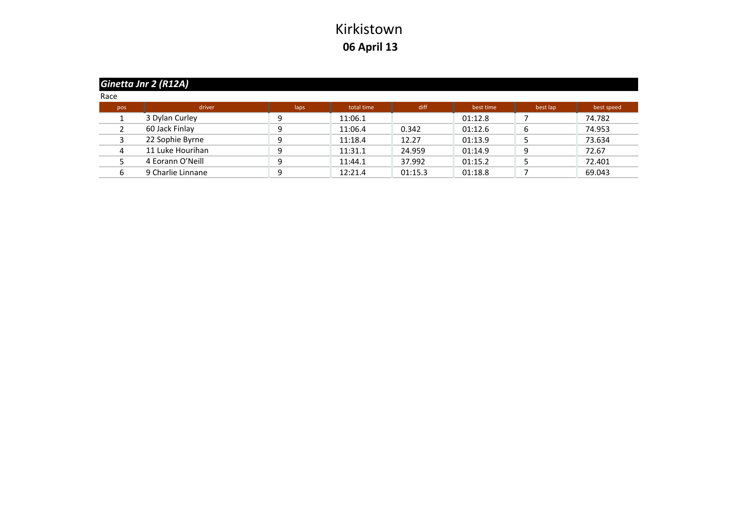# Kirkistown

**06 April 13**

## *Ginetta Jnr 2 (R12A)*

Race

| pos | driver | laps | total time | diff | best time | best lap | best speed |
|---|---|---|---|---|---|---|---|
| 1 | 3 Dylan Curley | 9 | 11:06.1 | | 01:12.8 | 7 | 74.782 |
| 2 | 60 Jack Finlay | 9 | 11:06.4 | 0.342 | 01:12.6 | 6 | 74.953 |
| 3 | 22 Sophie Byrne | 9 | 11:18.4 | 12.27 | 01:13.9 | 5 | 73.634 |
| 4 | 11 Luke Hourihan | 9 | 11:31.1 | 24.959 | 01:14.9 | 9 | 72.67 |
| 5 | 4 Eorann O'Neill | 9 | 11:44.1 | 37.992 | 01:15.2 | 5 | 72.401 |
| 6 | 9 Charlie Linnane | 9 | 12:21.4 | 01:15.3 | 01:18.8 | 7 | 69.043 |